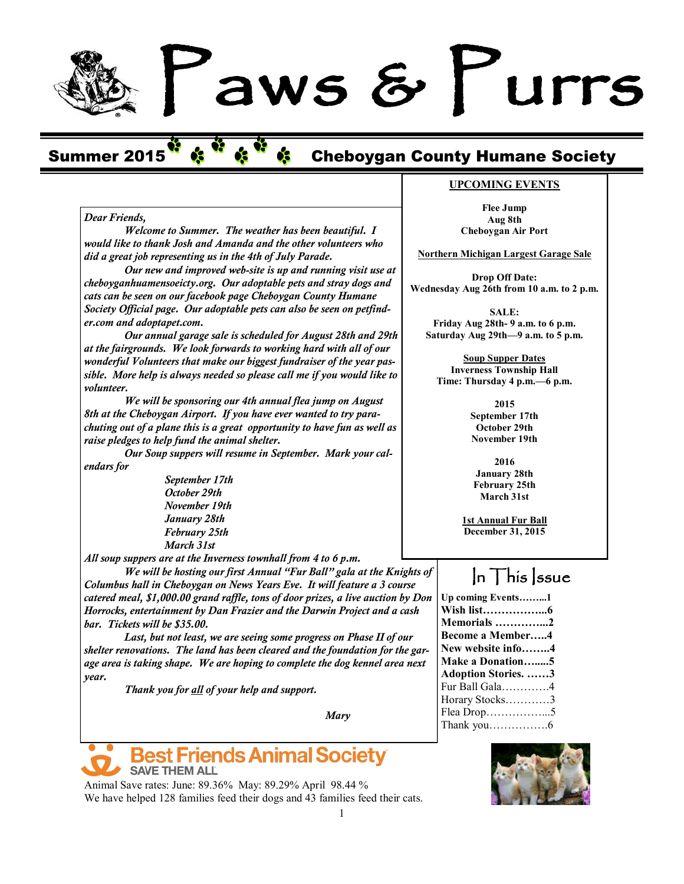# Paws & Purrs

**Summer 2015** **Cheboygan County Humane Society**

*Dear Friends,*

*Welcome to Summer. The weather has been beautiful. I would like to thank Josh and Amanda and the other volunteers who did a great job representing us in the 4th of July Parade.*

*Our new and improved web-site is up and running visit use at cheboyganhuamensoeicty.org. Our adoptable pets and stray dogs and cats can be seen on our facebook page Cheboygan County Humane Society Official page. Our adoptable pets can also be seen on petfinder.com and adoptapet.com.*

*Our annual garage sale is scheduled for August 28th and 29th at the fairgrounds. We look forwards to working hard with all of our wonderful Volunteers that make our biggest fundraiser of the year passible. More help is always needed so please call me if you would like to volunteer.*

*We will be sponsoring our 4th annual flea jump on August 8th at the Cheboygan Airport. If you have ever wanted to try parachuting out of a plane this is a great opportunity to have fun as well as raise pledges to help fund the animal shelter.*

*Our Soup suppers will resume in September. Mark your calendars for*

*September 17th*
*October 29th*
*November 19th*
*January 28th*
*February 25th*
*March 31st*

*All soup suppers are at the Inverness townhall from 4 to 6 p.m.*

*We will be hosting our first Annual "Fur Ball" gala at the Knights of Columbus hall in Cheboygan on News Years Eve. It will feature a 3 course catered meal, $1,000.00 grand raffle, tons of door prizes, a live auction by Don Horrocks, entertainment by Dan Frazier and the Darwin Project and a cash bar. Tickets will be $35.00.*

*Last, but not least, we are seeing some progress on Phase II of our shelter renovations. The land has been cleared and the foundation for the garage area is taking shape. We are hoping to complete the dog kennel area next year.*

*Thank you for all of your help and support.*

*Mary*

## UPCOMING EVENTS

**Flee Jump**
**Aug 8th**
**Cheboygan Air Port**

**Northern Michigan Largest Garage Sale**

**Drop Off Date:**
**Wednesday Aug 26th from 10 a.m. to 2 p.m.**

**SALE:**
**Friday Aug 28th- 9 a.m. to 6 p.m.**
**Saturday Aug 29th—9 a.m. to 5 p.m.**

**Soup Supper Dates**
**Inverness Township Hall**
**Time: Thursday 4 p.m.—6 p.m.**

**2015**
**September 17th**
**October 29th**
**November 19th**

**2016**
**January 28th**
**February 25th**
**March 31st**

**1st Annual Fur Ball**
**December 31, 2015**

## In This Issue

**Up coming Events……...1**
**Wish list……………...6**
**Memorials …………...2**
**Become a Member…..4**
**New website info……..4**
**Make a Donation…....5**
**Adoption Stories. ……3**
Fur Ball Gala………….4
Horary Stocks…………3
Flea Drop……………...5
Thank you…………….6

**Best Friends Animal Society** SAVE THEM ALL

Animal Save rates: June: 89.36% May: 89.29% April 98.44 %
We have helped 128 families feed their dogs and 43 families feed their cats.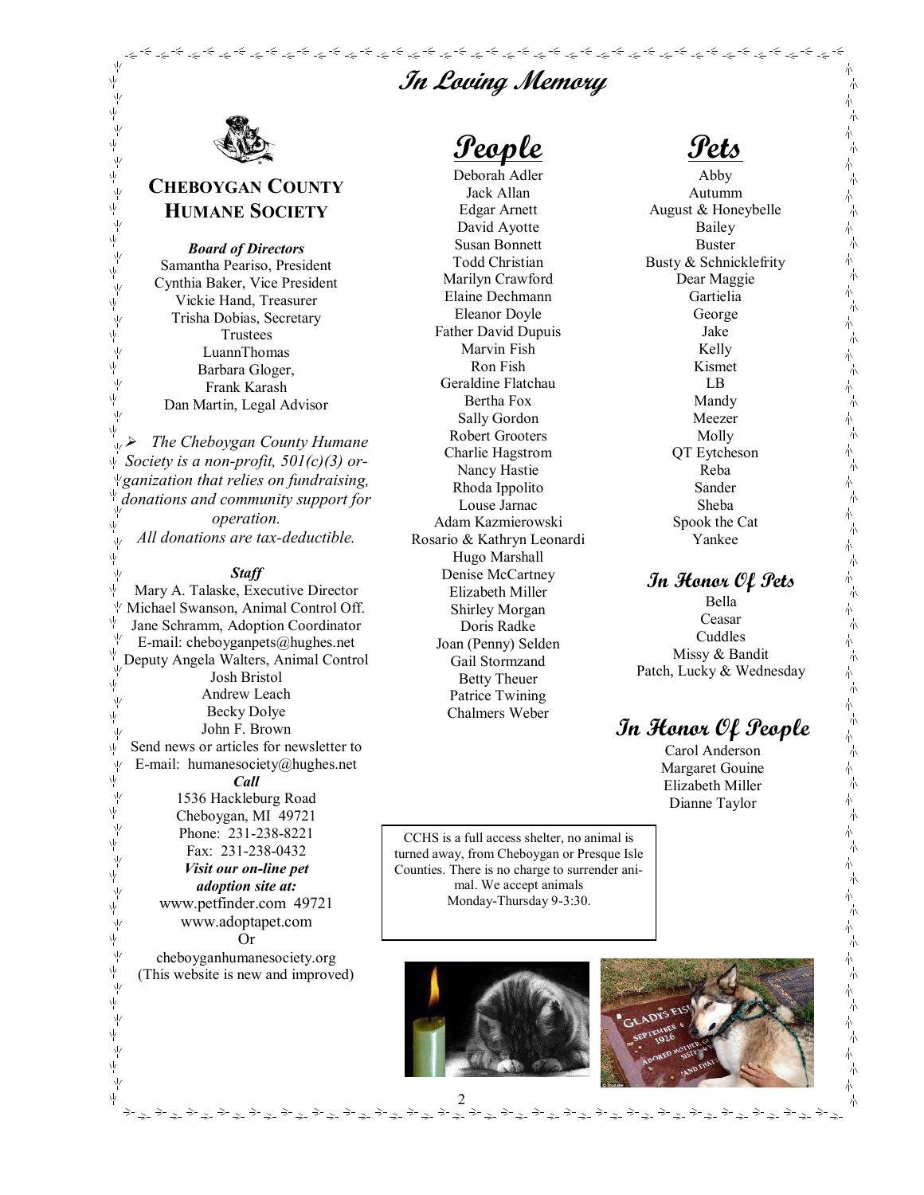# In Loving Memory

## CHEBOYGAN COUNTY HUMANE SOCIETY

***Board of Directors***
Samantha Peariso, President
Cynthia Baker, Vice President
Vickie Hand, Treasurer
Trisha Dobias, Secretary
Trustees
LuannThomas
Barbara Gloger,
Frank Karash
Dan Martin, Legal Advisor

- *The Cheboygan County Humane Society is a non-profit, 501(c)(3) organization that relies on fundraising, donations and community support for operation.*
*All donations are tax-deductible.*

***Staff***
Mary A. Talaske, Executive Director
Michael Swanson, Animal Control Off.
Jane Schramm, Adoption Coordinator
E-mail: cheboyganpets@hughes.net
Deputy Angela Walters, Animal Control
Josh Bristol
Andrew Leach
Becky Dolye
John F. Brown
Send news or articles for newsletter to
E-mail: humanesociety@hughes.net

***Call***
1536 Hackleburg Road
Cheboygan, MI 49721
Phone: 231-238-8221
Fax: 231-238-0432

***Visit our on-line pet adoption site at:***
www.petfinder.com 49721
www.adoptapet.com
Or
cheboyganhumanesociety.org
(This website is new and improved)

## People

Deborah Adler
Jack Allan
Edgar Arnett
David Ayotte
Susan Bonnett
Todd Christian
Marilyn Crawford
Elaine Dechmann
Eleanor Doyle
Father David Dupuis
Marvin Fish
Ron Fish
Geraldine Flatchau
Bertha Fox
Sally Gordon
Robert Grooters
Charlie Hagstrom
Nancy Hastie
Rhoda Ippolito
Louse Jarnac
Adam Kazmierowski
Rosario & Kathryn Leonardi
Hugo Marshall
Denise McCartney
Elizabeth Miller
Shirley Morgan
Doris Radke
Joan (Penny) Selden
Gail Stormzand
Betty Theuer
Patrice Twining
Chalmers Weber

## Pets

Abby
Autumm
August & Honeybelle
Bailey
Buster
Busty & Schnicklefrity
Dear Maggie
Gartielia
George
Jake
Kelly
Kismet
LB
Mandy
Meezer
Molly
QT Eytcheson
Reba
Sander
Sheba
Spook the Cat
Yankee

### In Honor Of Pets

Bella
Ceasar
Cuddles
Missy & Bandit
Patch, Lucky & Wednesday

## In Honor Of People

Carol Anderson
Margaret Gouine
Elizabeth Miller
Dianne Taylor

CCHS is a full access shelter, no animal is turned away, from Cheboygan or Presque Isle Counties. There is no charge to surrender animal. We accept animals Monday-Thursday 9-3:30.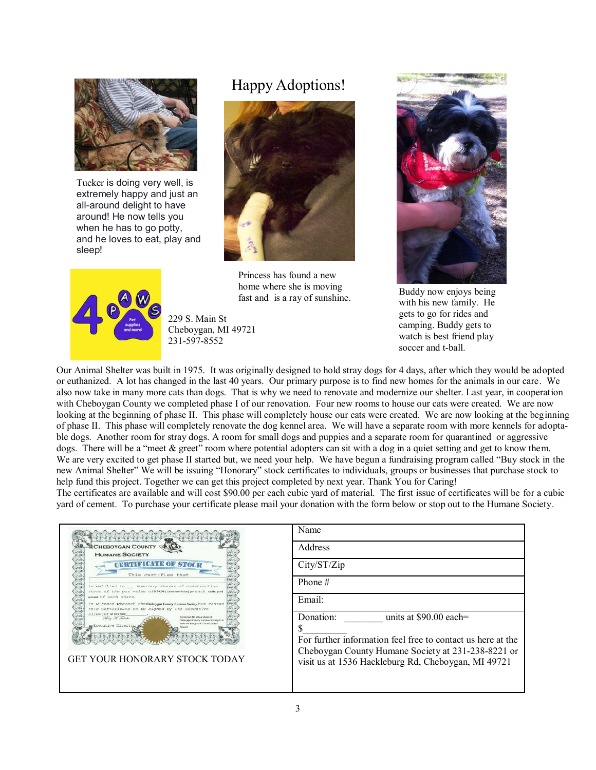# Happy Adoptions!

Tucker is doing very well, is extremely happy and just an all-around delight to have around! He now tells you when he has to go potty, and he loves to eat, play and sleep!

Princess has found a new home where she is moving fast and is a ray of sunshine.

Buddy now enjoys being with his new family. He gets to go for rides and camping. Buddy gets to watch is best friend play soccer and t-ball.

4 PAWS
Pet supplies and more!

229 S. Main St
Cheboygan, MI 49721
231-597-8552

Our Animal Shelter was built in 1975. It was originally designed to hold stray dogs for 4 days, after which they would be adopted or euthanized. A lot has changed in the last 40 years. Our primary purpose is to find new homes for the animals in our care. We also now take in many more cats than dogs. That is why we need to renovate and modernize our shelter. Last year, in cooperation with Cheboygan County we completed phase I of our renovation. Four new rooms to house our cats were created. We are now looking at the beginning of phase II. This phase will completely house our cats were created. We are now looking at the beginning of phase II. This phase will completely renovate the dog kennel area. We will have a separate room with more kennels for adoptable dogs. Another room for stray dogs. A room for small dogs and puppies and a separate room for quarantined or aggressive dogs. There will be a "meet & greet" room where potential adopters can sit with a dog in a quiet setting and get to know them. We are very excited to get phase II started but, we need your help. We have begun a fundraising program called "Buy stock in the new Animal Shelter" We will be issuing "Honorary" stock certificates to individuals, groups or businesses that purchase stock to help fund this project. Together we can get this project completed by next year. Thank You for Caring!
The certificates are available and will cost $90.00 per each cubic yard of material. The first issue of certificates will be for a cubic yard of cement. To purchase your certificate please mail your donation with the form below or stop out to the Humane Society.

| CHEBOYGAN COUNTY HUMANE SOCIETY — CERTIFICATE OF STOCK — This certifies that ______ is entitled to __ honorary shares of construction stock of the par value of $90.00 (Donation Value) per each cubic yard cement of each share. In witness whereof the Cheboygan County Humane Society has caused this Certificate to be signed by its Executive Director on this date ______. Executive Director. Disclaimer: No actual share of Cheboygan County Humane Society or its parts are being sold. Construction first Phase II. <br><br> GET YOUR HONORARY STOCK TODAY | Name |
|---|---|
| | Address |
| | City/ST/Zip |
| | Phone # |
| | Email: |
| | Donation: ________ units at $90.00 each= $_________ <br> For further information feel free to contact us here at the Cheboygan County Humane Society at 231-238-8221 or visit us at 1536 Hackleburg Rd, Cheboygan, MI 49721 |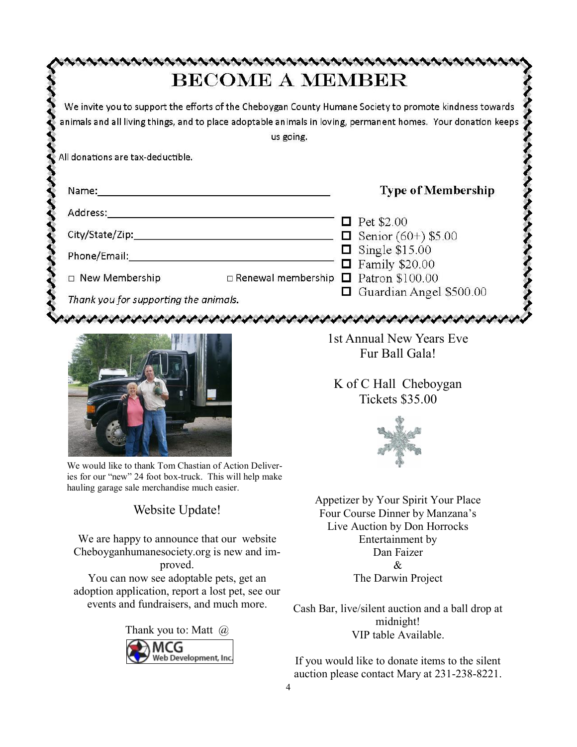# BECOME A MEMBER

We invite you to support the efforts of the Cheboygan County Humane Society to promote kindness towards animals and all living things, and to place adoptable animals in loving, permanent homes. Your donation keeps us going.

All donations are tax-deductible.

Name:\_\_\_\_\_\_\_\_\_\_\_\_\_\_\_\_\_\_\_\_\_\_\_\_\_\_\_\_\_\_\_\_\_\_\_\_

Address:\_\_\_\_\_\_\_\_\_\_\_\_\_\_\_\_\_\_\_\_\_\_\_\_\_\_\_\_\_\_\_\_\_\_

City/State/Zip:\_\_\_\_\_\_\_\_\_\_\_\_\_\_\_\_\_\_\_\_\_\_\_\_\_\_\_\_\_

Phone/Email:\_\_\_\_\_\_\_\_\_\_\_\_\_\_\_\_\_\_\_\_\_\_\_\_\_\_\_\_\_\_

☐ New Membership ☐ Renewal membership

*Thank you for supporting the animals.*

**Type of Membership**

- ☐ Pet $2.00
- ☐ Senior (60+) $5.00
- ☐ Single $15.00
- ☐ Family $20.00
- ☐ Patron $100.00
- ☐ Guardian Angel $500.00

We would like to thank Tom Chastian of Action Deliveries for our "new" 24 foot box-truck. This will help make hauling garage sale merchandise much easier.

## Website Update!

We are happy to announce that our website Cheboyganhumanesociety.org is new and improved.
You can now see adoptable pets, get an adoption application, report a lost pet, see our events and fundraisers, and much more.

Thank you to: Matt @ MCG Web Development, Inc.

## 1st Annual New Years Eve Fur Ball Gala!

K of C Hall Cheboygan
Tickets $35.00

Appetizer by Your Spirit Your Place
Four Course Dinner by Manzana's
Live Auction by Don Horrocks
Entertainment by
Dan Faizer
&
The Darwin Project

Cash Bar, live/silent auction and a ball drop at midnight!
VIP table Available.

If you would like to donate items to the silent auction please contact Mary at 231-238-8221.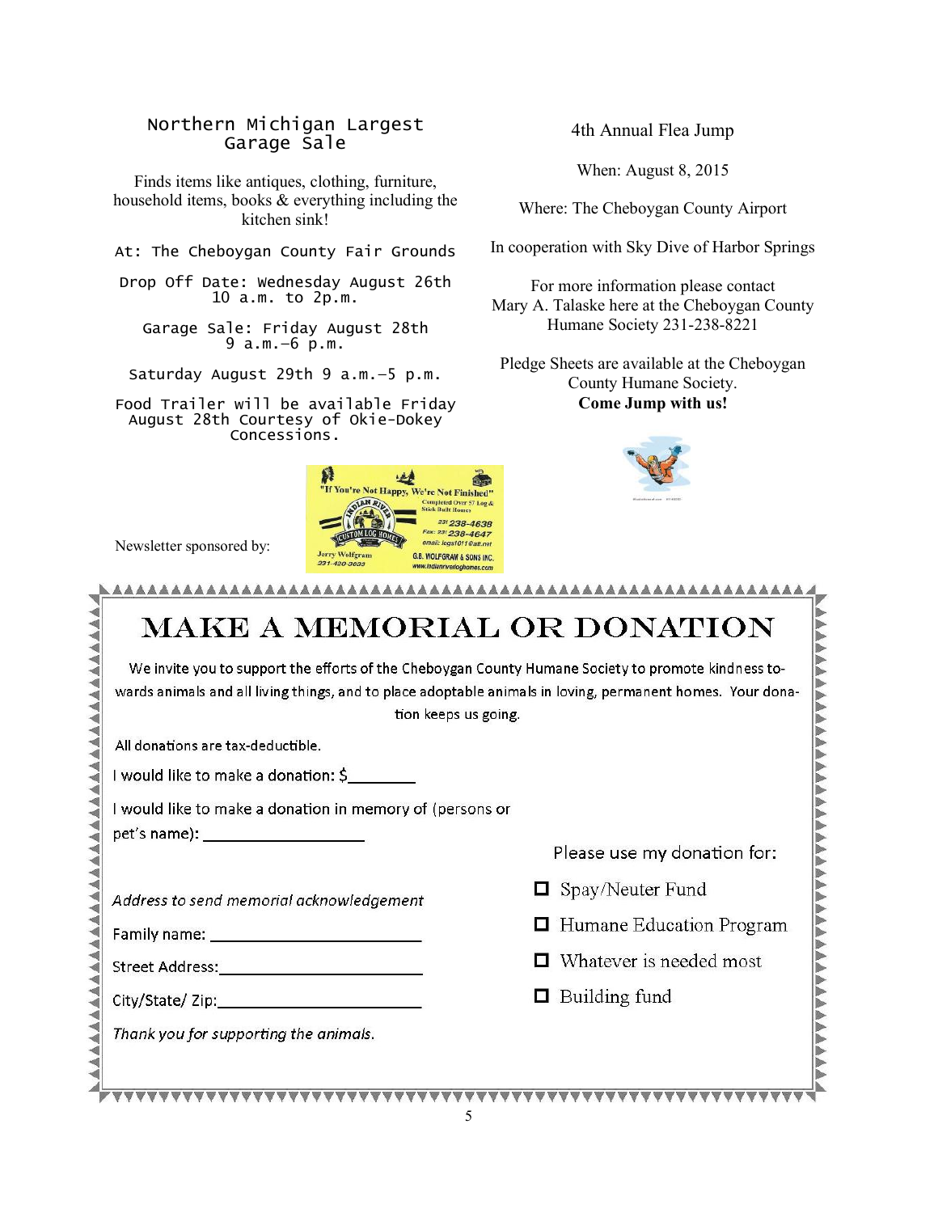## Northern Michigan Largest Garage Sale

Finds items like antiques, clothing, furniture, household items, books & everything including the kitchen sink!

At: The Cheboygan County Fair Grounds

Drop Off Date: Wednesday August 26th 10 a.m. to 2p.m.

Garage Sale: Friday August 28th 9 a.m.–6 p.m.

Saturday August 29th 9 a.m.–5 p.m.

Food Trailer will be available Friday August 28th Courtesy of Okie-Dokey Concessions.

## 4th Annual Flea Jump

When: August 8, 2015

Where: The Cheboygan County Airport

In cooperation with Sky Dive of Harbor Springs

For more information please contact Mary A. Talaske here at the Cheboygan County Humane Society 231-238-8221

Pledge Sheets are available at the Cheboygan County Humane Society.

**Come Jump with us!**

Newsletter sponsored by:

"If You're Not Happy, We're Not Finished"
Completed Over 57 Log & Stick Built Homes
Indian River Custom Log Homes
231 238-4638
Fax: 231 238-4647
email: logs1011@att.net
Jerry Wolfgram 231-420-3833
G.B. WOLFGRAM & SONS INC.
www.indianriverloghomes.com

# MAKE A MEMORIAL OR DONATION

We invite you to support the efforts of the Cheboygan County Humane Society to promote kindness towards animals and all living things, and to place adoptable animals in loving, permanent homes. Your donation keeps us going.

All donations are tax-deductible.

I would like to make a donation: $________

I would like to make a donation in memory of (persons or pet's name): __________________

*Address to send memorial acknowledgement*

Family name: ________________________

Street Address:________________________

City/State/ Zip:________________________

*Thank you for supporting the animals.*

Please use my donation for:

- ☐ Spay/Neuter Fund
- ☐ Humane Education Program
- ☐ Whatever is needed most
- ☐ Building fund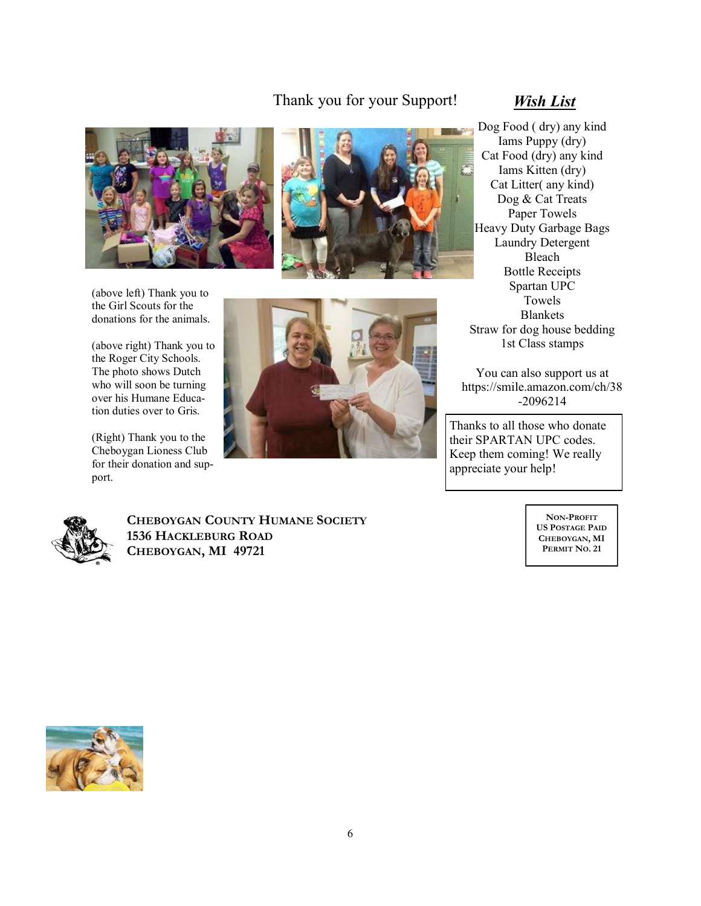Thank you for your Support!

(above left) Thank you to the Girl Scouts for the donations for the animals.

(above right) Thank you to the Roger City Schools. The photo shows Dutch who will soon be turning over his Humane Education duties over to Gris.

(Right) Thank you to the Cheboygan Lioness Club for their donation and support.

## *Wish List*

Dog Food ( dry) any kind
Iams Puppy (dry)
Cat Food (dry) any kind
Iams Kitten (dry)
Cat Litter( any kind)
Dog & Cat Treats
Paper Towels
Heavy Duty Garbage Bags
Laundry Detergent
Bleach
Bottle Receipts
Spartan UPC
Towels
Blankets
Straw for dog house bedding
1st Class stamps

You can also support us at https://smile.amazon.com/ch/38-2096214

Thanks to all those who donate their SPARTAN UPC codes. Keep them coming! We really appreciate your help!

**CHEBOYGAN COUNTY HUMANE SOCIETY**
**1536 HACKLEBURG ROAD**
**CHEBOYGAN, MI 49721**

**NON-PROFIT**
**US POSTAGE PAID**
**CHEBOYGAN, MI**
**PERMIT NO. 21**